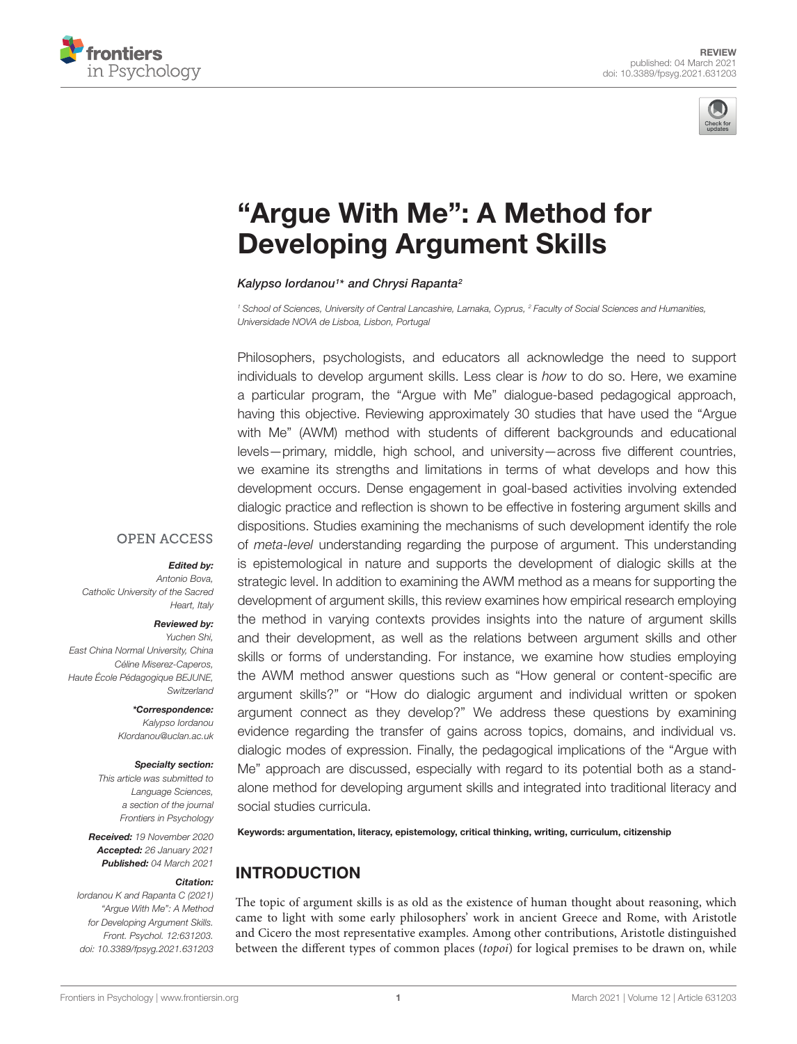REVIEW
published: 04 March 2021
doi: 10.3389/fpsyg.2021.631203

# "Argue With Me": A Method for Developing Argument Skills

*Kalypso Iordanou[1]\* and Chrysi Rapanta[2]*

[1] School of Sciences, University of Central Lancashire, Larnaka, Cyprus, [2] Faculty of Social Sciences and Humanities, Universidade NOVA de Lisboa, Lisbon, Portugal

Philosophers, psychologists, and educators all acknowledge the need to support individuals to develop argument skills. Less clear is *how* to do so. Here, we examine a particular program, the "Argue with Me" dialogue-based pedagogical approach, having this objective. Reviewing approximately 30 studies that have used the "Argue with Me" (AWM) method with students of different backgrounds and educational levels—primary, middle, high school, and university—across five different countries, we examine its strengths and limitations in terms of what develops and how this development occurs. Dense engagement in goal-based activities involving extended dialogic practice and reflection is shown to be effective in fostering argument skills and dispositions. Studies examining the mechanisms of such development identify the role of *meta-level* understanding regarding the purpose of argument. This understanding is epistemological in nature and supports the development of dialogic skills at the strategic level. In addition to examining the AWM method as a means for supporting the development of argument skills, this review examines how empirical research employing the method in varying contexts provides insights into the nature of argument skills and their development, as well as the relations between argument skills and other skills or forms of understanding. For instance, we examine how studies employing the AWM method answer questions such as "How general or content-specific are argument skills?" or "How do dialogic argument and individual written or spoken argument connect as they develop?" We address these questions by examining evidence regarding the transfer of gains across topics, domains, and individual vs. dialogic modes of expression. Finally, the pedagogical implications of the "Argue with Me" approach are discussed, especially with regard to its potential both as a stand-alone method for developing argument skills and integrated into traditional literacy and social studies curricula.

**Keywords: argumentation, literacy, epistemology, critical thinking, writing, curriculum, citizenship**

OPEN ACCESS

***Edited by:***
*Antonio Bova,*
*Catholic University of the Sacred Heart, Italy*

***Reviewed by:***
*Yuchen Shi,*
*East China Normal University, China*
*Céline Miserez-Caperos,*
*Haute École Pédagogique BEJUNE, Switzerland*

***\*Correspondence:***
*Kalypso Iordanou*
*KIordanou@uclan.ac.uk*

***Specialty section:***
*This article was submitted to Language Sciences, a section of the journal Frontiers in Psychology*

***Received:*** *19 November 2020*
***Accepted:*** *26 January 2021*
***Published:*** *04 March 2021*

***Citation:***
*Iordanou K and Rapanta C (2021) "Argue With Me": A Method for Developing Argument Skills. Front. Psychol. 12:631203. doi: 10.3389/fpsyg.2021.631203*

## INTRODUCTION

The topic of argument skills is as old as the existence of human thought about reasoning, which came to light with some early philosophers' work in ancient Greece and Rome, with Aristotle and Cicero the most representative examples. Among other contributions, Aristotle distinguished between the different types of common places (*topoi*) for logical premises to be drawn on, while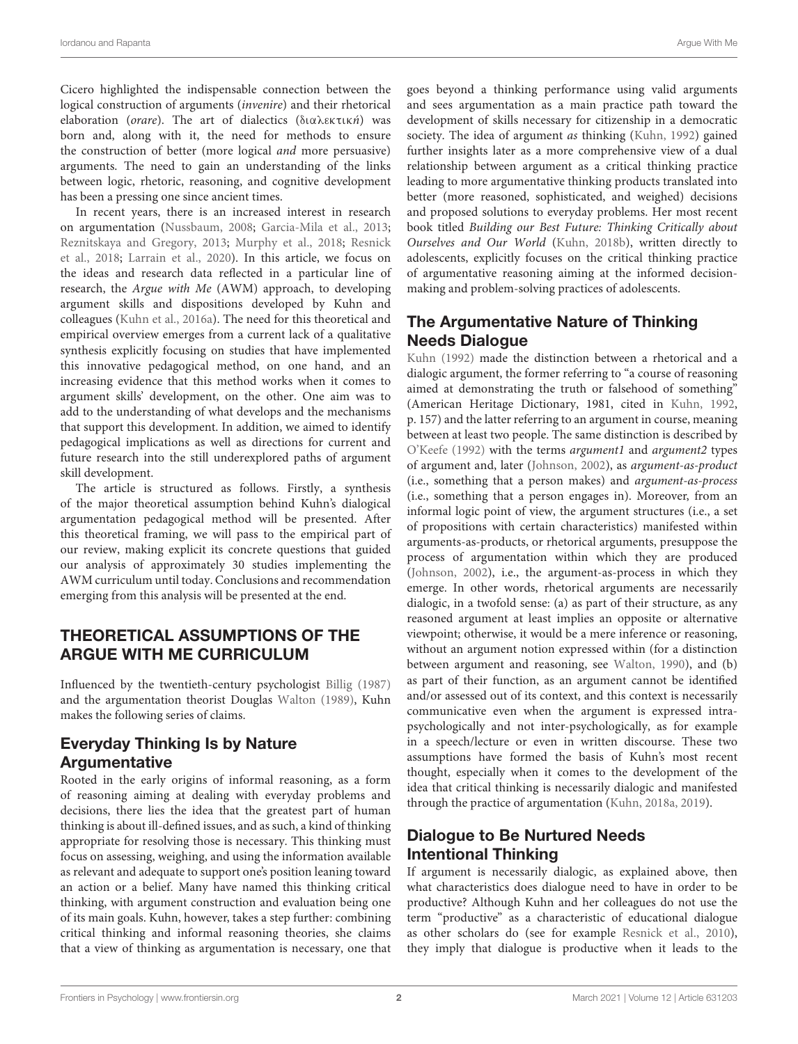Cicero highlighted the indispensable connection between the logical construction of arguments (*invenire*) and their rhetorical elaboration (*orare*). The art of dialectics (διαλεκτική) was born and, along with it, the need for methods to ensure the construction of better (more logical *and* more persuasive) arguments. The need to gain an understanding of the links between logic, rhetoric, reasoning, and cognitive development has been a pressing one since ancient times.

In recent years, there is an increased interest in research on argumentation (Nussbaum, 2008; Garcia-Mila et al., 2013; Reznitskaya and Gregory, 2013; Murphy et al., 2018; Resnick et al., 2018; Larrain et al., 2020). In this article, we focus on the ideas and research data reflected in a particular line of research, the *Argue with Me* (AWM) approach, to developing argument skills and dispositions developed by Kuhn and colleagues (Kuhn et al., 2016a). The need for this theoretical and empirical overview emerges from a current lack of a qualitative synthesis explicitly focusing on studies that have implemented this innovative pedagogical method, on one hand, and an increasing evidence that this method works when it comes to argument skills' development, on the other. One aim was to add to the understanding of what develops and the mechanisms that support this development. In addition, we aimed to identify pedagogical implications as well as directions for current and future research into the still underexplored paths of argument skill development.

The article is structured as follows. Firstly, a synthesis of the major theoretical assumption behind Kuhn's dialogical argumentation pedagogical method will be presented. After this theoretical framing, we will pass to the empirical part of our review, making explicit its concrete questions that guided our analysis of approximately 30 studies implementing the AWM curriculum until today. Conclusions and recommendation emerging from this analysis will be presented at the end.

## THEORETICAL ASSUMPTIONS OF THE ARGUE WITH ME CURRICULUM

Influenced by the twentieth-century psychologist Billig (1987) and the argumentation theorist Douglas Walton (1989), Kuhn makes the following series of claims.

### Everyday Thinking Is by Nature Argumentative

Rooted in the early origins of informal reasoning, as a form of reasoning aiming at dealing with everyday problems and decisions, there lies the idea that the greatest part of human thinking is about ill-defined issues, and as such, a kind of thinking appropriate for resolving those is necessary. This thinking must focus on assessing, weighing, and using the information available as relevant and adequate to support one's position leaning toward an action or a belief. Many have named this thinking critical thinking, with argument construction and evaluation being one of its main goals. Kuhn, however, takes a step further: combining critical thinking and informal reasoning theories, she claims that a view of thinking as argumentation is necessary, one that goes beyond a thinking performance using valid arguments and sees argumentation as a main practice path toward the development of skills necessary for citizenship in a democratic society. The idea of argument *as* thinking (Kuhn, 1992) gained further insights later as a more comprehensive view of a dual relationship between argument as a critical thinking practice leading to more argumentative thinking products translated into better (more reasoned, sophisticated, and weighed) decisions and proposed solutions to everyday problems. Her most recent book titled *Building our Best Future: Thinking Critically about Ourselves and Our World* (Kuhn, 2018b), written directly to adolescents, explicitly focuses on the critical thinking practice of argumentative reasoning aiming at the informed decision-making and problem-solving practices of adolescents.

### The Argumentative Nature of Thinking Needs Dialogue

Kuhn (1992) made the distinction between a rhetorical and a dialogic argument, the former referring to "a course of reasoning aimed at demonstrating the truth or falsehood of something" (American Heritage Dictionary, 1981, cited in Kuhn, 1992, p. 157) and the latter referring to an argument in course, meaning between at least two people. The same distinction is described by O'Keefe (1992) with the terms *argument1* and *argument2* types of argument and, later (Johnson, 2002), as *argument-as-product* (i.e., something that a person makes) and *argument-as-process* (i.e., something that a person engages in). Moreover, from an informal logic point of view, the argument structures (i.e., a set of propositions with certain characteristics) manifested within arguments-as-products, or rhetorical arguments, presuppose the process of argumentation within which they are produced (Johnson, 2002), i.e., the argument-as-process in which they emerge. In other words, rhetorical arguments are necessarily dialogic, in a twofold sense: (a) as part of their structure, as any reasoned argument at least implies an opposite or alternative viewpoint; otherwise, it would be a mere inference or reasoning, without an argument notion expressed within (for a distinction between argument and reasoning, see Walton, 1990), and (b) as part of their function, as an argument cannot be identified and/or assessed out of its context, and this context is necessarily communicative even when the argument is expressed intra-psychologically and not inter-psychologically, as for example in a speech/lecture or even in written discourse. These two assumptions have formed the basis of Kuhn's most recent thought, especially when it comes to the development of the idea that critical thinking is necessarily dialogic and manifested through the practice of argumentation (Kuhn, 2018a, 2019).

### Dialogue to Be Nurtured Needs Intentional Thinking

If argument is necessarily dialogic, as explained above, then what characteristics does dialogue need to have in order to be productive? Although Kuhn and her colleagues do not use the term "productive" as a characteristic of educational dialogue as other scholars do (see for example Resnick et al., 2010), they imply that dialogue is productive when it leads to the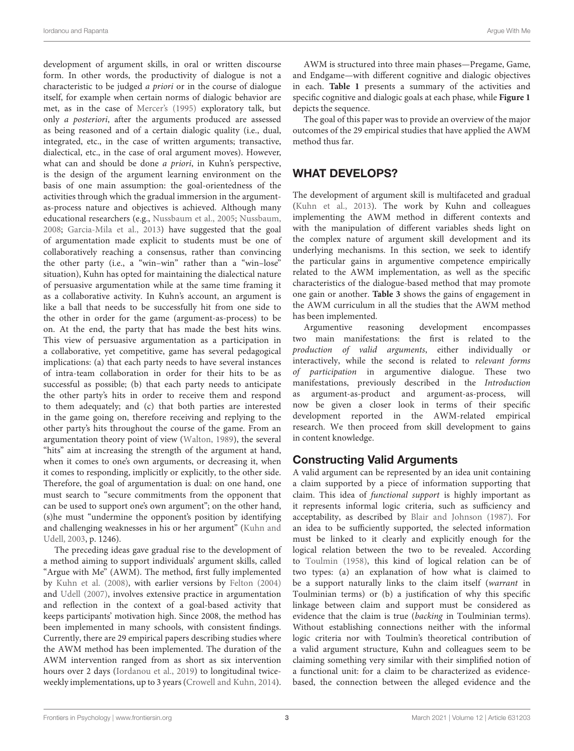development of argument skills, in oral or written discourse form. In other words, the productivity of dialogue is not a characteristic to be judged *a priori* or in the course of dialogue itself, for example when certain norms of dialogic behavior are met, as in the case of Mercer's (1995) exploratory talk, but only *a posteriori*, after the arguments produced are assessed as being reasoned and of a certain dialogic quality (i.e., dual, integrated, etc., in the case of written arguments; transactive, dialectical, etc., in the case of oral argument moves). However, what can and should be done *a priori*, in Kuhn's perspective, is the design of the argument learning environment on the basis of one main assumption: the goal-orientedness of the activities through which the gradual immersion in the argument-as-process nature and objectives is achieved. Although many educational researchers (e.g., Nussbaum et al., 2005; Nussbaum, 2008; Garcia-Mila et al., 2013) have suggested that the goal of argumentation made explicit to students must be one of collaboratively reaching a consensus, rather than convincing the other party (i.e., a "win–win" rather than a "win–lose" situation), Kuhn has opted for maintaining the dialectical nature of persuasive argumentation while at the same time framing it as a collaborative activity. In Kuhn's account, an argument is like a ball that needs to be successfully hit from one side to the other in order for the game (argument-as-process) to be on. At the end, the party that has made the best hits wins. This view of persuasive argumentation as a participation in a collaborative, yet competitive, game has several pedagogical implications: (a) that each party needs to have several instances of intra-team collaboration in order for their hits to be as successful as possible; (b) that each party needs to anticipate the other party's hits in order to receive them and respond to them adequately; and (c) that both parties are interested in the game going on, therefore receiving and replying to the other party's hits throughout the course of the game. From an argumentation theory point of view (Walton, 1989), the several "hits" aim at increasing the strength of the argument at hand, when it comes to one's own arguments, or decreasing it, when it comes to responding, implicitly or explicitly, to the other side. Therefore, the goal of argumentation is dual: on one hand, one must search to "secure commitments from the opponent that can be used to support one's own argument"; on the other hand, (s)he must "undermine the opponent's position by identifying and challenging weaknesses in his or her argument" (Kuhn and Udell, 2003, p. 1246).

The preceding ideas gave gradual rise to the development of a method aiming to support individuals' argument skills, called "Argue with Me" (AWM). The method, first fully implemented by Kuhn et al. (2008), with earlier versions by Felton (2004) and Udell (2007), involves extensive practice in argumentation and reflection in the context of a goal-based activity that keeps participants' motivation high. Since 2008, the method has been implemented in many schools, with consistent findings. Currently, there are 29 empirical papers describing studies where the AWM method has been implemented. The duration of the AWM intervention ranged from as short as six intervention hours over 2 days (Iordanou et al., 2019) to longitudinal twice-weekly implementations, up to 3 years (Crowell and Kuhn, 2014).

AWM is structured into three main phases—Pregame, Game, and Endgame—with different cognitive and dialogic objectives in each. **Table 1** presents a summary of the activities and specific cognitive and dialogic goals at each phase, while **Figure 1** depicts the sequence.

The goal of this paper was to provide an overview of the major outcomes of the 29 empirical studies that have applied the AWM method thus far.

## WHAT DEVELOPS?

The development of argument skill is multifaceted and gradual (Kuhn et al., 2013). The work by Kuhn and colleagues implementing the AWM method in different contexts and with the manipulation of different variables sheds light on the complex nature of argument skill development and its underlying mechanisms. In this section, we seek to identify the particular gains in argumentive competence empirically related to the AWM implementation, as well as the specific characteristics of the dialogue-based method that may promote one gain or another. **Table 3** shows the gains of engagement in the AWM curriculum in all the studies that the AWM method has been implemented.

Argumentive reasoning development encompasses two main manifestations: the first is related to the *production of valid arguments*, either individually or interactively, while the second is related to *relevant forms of participation* in argumentive dialogue. These two manifestations, previously described in the *Introduction* as argument-as-product and argument-as-process, will now be given a closer look in terms of their specific development reported in the AWM-related empirical research. We then proceed from skill development to gains in content knowledge.

### Constructing Valid Arguments

A valid argument can be represented by an idea unit containing a claim supported by a piece of information supporting that claim. This idea of *functional support* is highly important as it represents informal logic criteria, such as sufficiency and acceptability, as described by Blair and Johnson (1987). For an idea to be sufficiently supported, the selected information must be linked to it clearly and explicitly enough for the logical relation between the two to be revealed. According to Toulmin (1958), this kind of logical relation can be of two types: (a) an explanation of how what is claimed to be a support naturally links to the claim itself (*warrant* in Toulminian terms) or (b) a justification of why this specific linkage between claim and support must be considered as evidence that the claim is true (*backing* in Toulminian terms). Without establishing connections neither with the informal logic criteria nor with Toulmin's theoretical contribution of a valid argument structure, Kuhn and colleagues seem to be claiming something very similar with their simplified notion of a functional unit: for a claim to be characterized as evidence-based, the connection between the alleged evidence and the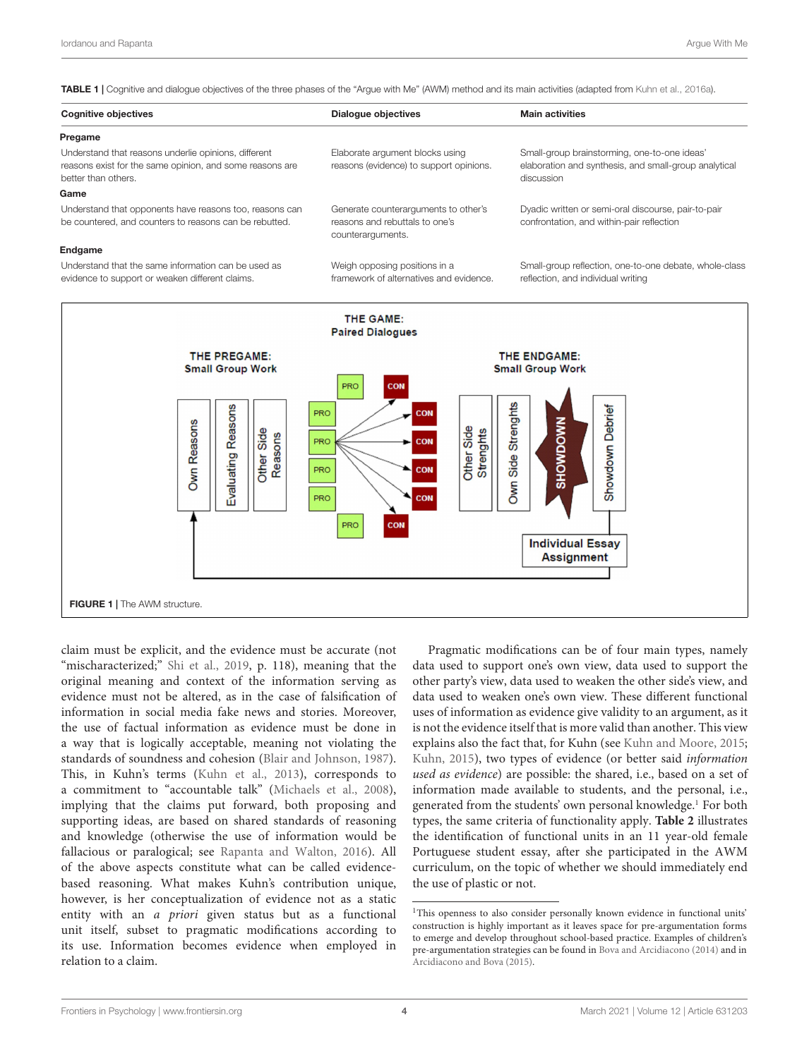**TABLE 1** | Cognitive and dialogue objectives of the three phases of the "Argue with Me" (AWM) method and its main activities (adapted from Kuhn et al., 2016a).

| Cognitive objectives | Dialogue objectives | Main activities |
|---|---|---|
| **Pregame** | | |
| Understand that reasons underlie opinions, different reasons exist for the same opinion, and some reasons are better than others. | Elaborate argument blocks using reasons (evidence) to support opinions. | Small-group brainstorming, one-to-one ideas' elaboration and synthesis, and small-group analytical discussion |
| **Game** | | |
| Understand that opponents have reasons too, reasons can be countered, and counters to reasons can be rebutted. | Generate counterarguments to other's reasons and rebuttals to one's counterarguments. | Dyadic written or semi-oral discourse, pair-to-pair confrontation, and within-pair reflection |
| **Endgame** | | |
| Understand that the same information can be used as evidence to support or weaken different claims. | Weigh opposing positions in a framework of alternatives and evidence. | Small-group reflection, one-to-one debate, whole-class reflection, and individual writing |

**FIGURE 1** | The AWM structure.

claim must be explicit, and the evidence must be accurate (not "mischaracterized;" Shi et al., 2019, p. 118), meaning that the original meaning and context of the information serving as evidence must not be altered, as in the case of falsification of information in social media fake news and stories. Moreover, the use of factual information as evidence must be done in a way that is logically acceptable, meaning not violating the standards of soundness and cohesion (Blair and Johnson, 1987). This, in Kuhn's terms (Kuhn et al., 2013), corresponds to a commitment to "accountable talk" (Michaels et al., 2008), implying that the claims put forward, both proposing and supporting ideas, are based on shared standards of reasoning and knowledge (otherwise the use of information would be fallacious or paralogical; see Rapanta and Walton, 2016). All of the above aspects constitute what can be called evidence-based reasoning. What makes Kuhn's contribution unique, however, is her conceptualization of evidence not as a static entity with an *a priori* given status but as a functional unit itself, subset to pragmatic modifications according to its use. Information becomes evidence when employed in relation to a claim.

Pragmatic modifications can be of four main types, namely data used to support one's own view, data used to support the other party's view, data used to weaken the other side's view, and data used to weaken one's own view. These different functional uses of information as evidence give validity to an argument, as it is not the evidence itself that is more valid than another. This view explains also the fact that, for Kuhn (see Kuhn and Moore, 2015; Kuhn, 2015), two types of evidence (or better said *information used as evidence*) are possible: the shared, i.e., based on a set of information made available to students, and the personal, i.e., generated from the students' own personal knowledge.[1] For both types, the same criteria of functionality apply. **Table 2** illustrates the identification of functional units in an 11 year-old female Portuguese student essay, after she participated in the AWM curriculum, on the topic of whether we should immediately end the use of plastic or not.

[1]This openness to also consider personally known evidence in functional units' construction is highly important as it leaves space for pre-argumentation forms to emerge and develop throughout school-based practice. Examples of children's pre-argumentation strategies can be found in Bova and Arcidiacono (2014) and in Arcidiacono and Bova (2015).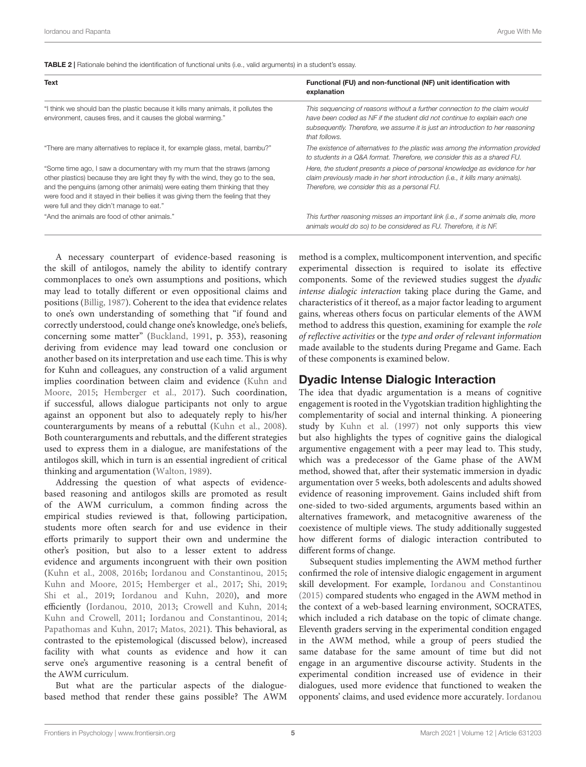**TABLE 2 |** Rationale behind the identification of functional units (i.e., valid arguments) in a student's essay.

| Text | Functional (FU) and non-functional (NF) unit identification with explanation |
|---|---|
| "I think we should ban the plastic because it kills many animals, it pollutes the environment, causes fires, and it causes the global warming." | *This sequencing of reasons without a further connection to the claim would have been coded as NF if the student did not continue to explain each one subsequently. Therefore, we assume it is just an introduction to her reasoning that follows.* |
| "There are many alternatives to replace it, for example glass, metal, bambu?" | *The existence of alternatives to the plastic was among the information provided to students in a Q&A format. Therefore, we consider this as a shared FU.* |
| "Some time ago, I saw a documentary with my mum that the straws (among other plastics) because they are light they fly with the wind, they go to the sea, and the penguins (among other animals) were eating them thinking that they were food and it stayed in their bellies it was giving them the feeling that they were full and they didn't manage to eat." | *Here, the student presents a piece of personal knowledge as evidence for her claim previously made in her short introduction (i.e., it kills many animals). Therefore, we consider this as a personal FU.* |
| "And the animals are food of other animals." | *This further reasoning misses an important link (i.e., if some animals die, more animals would do so) to be considered as FU. Therefore, it is NF.* |

A necessary counterpart of evidence-based reasoning is the skill of antilogos, namely the ability to identify contrary commonplaces to one's own assumptions and positions, which may lead to totally different or even oppositional claims and positions (Billig, 1987). Coherent to the idea that evidence relates to one's own understanding of something that "if found and correctly understood, could change one's knowledge, one's beliefs, concerning some matter" (Buckland, 1991, p. 353), reasoning deriving from evidence may lead toward one conclusion or another based on its interpretation and use each time. This is why for Kuhn and colleagues, any construction of a valid argument implies coordination between claim and evidence (Kuhn and Moore, 2015; Hemberger et al., 2017). Such coordination, if successful, allows dialogue participants not only to argue against an opponent but also to adequately reply to his/her counterarguments by means of a rebuttal (Kuhn et al., 2008). Both counterarguments and rebuttals, and the different strategies used to express them in a dialogue, are manifestations of the antilogos skill, which in turn is an essential ingredient of critical thinking and argumentation (Walton, 1989).

Addressing the question of what aspects of evidence-based reasoning and antilogos skills are promoted as result of the AWM curriculum, a common finding across the empirical studies reviewed is that, following participation, students more often search for and use evidence in their efforts primarily to support their own and undermine the other's position, but also to a lesser extent to address evidence and arguments incongruent with their own position (Kuhn et al., 2008, 2016b; Iordanou and Constantinou, 2015; Kuhn and Moore, 2015; Hemberger et al., 2017; Shi, 2019; Shi et al., 2019; Iordanou and Kuhn, 2020), and more efficiently (Iordanou, 2010, 2013; Crowell and Kuhn, 2014; Kuhn and Crowell, 2011; Iordanou and Constantinou, 2014; Papathomas and Kuhn, 2017; Matos, 2021). This behavioral, as contrasted to the epistemological (discussed below), increased facility with what counts as evidence and how it can serve one's argumentive reasoning is a central benefit of the AWM curriculum.

But what are the particular aspects of the dialogue-based method that render these gains possible? The AWM method is a complex, multicomponent intervention, and specific experimental dissection is required to isolate its effective components. Some of the reviewed studies suggest the *dyadic intense dialogic interaction* taking place during the Game, and characteristics of it thereof, as a major factor leading to argument gains, whereas others focus on particular elements of the AWM method to address this question, examining for example the *role of reflective activities* or the *type and order of relevant information* made available to the students during Pregame and Game. Each of these components is examined below.

## Dyadic Intense Dialogic Interaction

The idea that dyadic argumentation is a means of cognitive engagement is rooted in the Vygotskian tradition highlighting the complementarity of social and internal thinking. A pioneering study by Kuhn et al. (1997) not only supports this view but also highlights the types of cognitive gains the dialogical argumentive engagement with a peer may lead to. This study, which was a predecessor of the Game phase of the AWM method, showed that, after their systematic immersion in dyadic argumentation over 5 weeks, both adolescents and adults showed evidence of reasoning improvement. Gains included shift from one-sided to two-sided arguments, arguments based within an alternatives framework, and metacognitive awareness of the coexistence of multiple views. The study additionally suggested how different forms of dialogic interaction contributed to different forms of change.

Subsequent studies implementing the AWM method further confirmed the role of intensive dialogic engagement in argument skill development. For example, Iordanou and Constantinou (2015) compared students who engaged in the AWM method in the context of a web-based learning environment, SOCRATES, which included a rich database on the topic of climate change. Eleventh graders serving in the experimental condition engaged in the AWM method, while a group of peers studied the same database for the same amount of time but did not engage in an argumentive discourse activity. Students in the experimental condition increased use of evidence in their dialogues, used more evidence that functioned to weaken the opponents' claims, and used evidence more accurately. Iordanou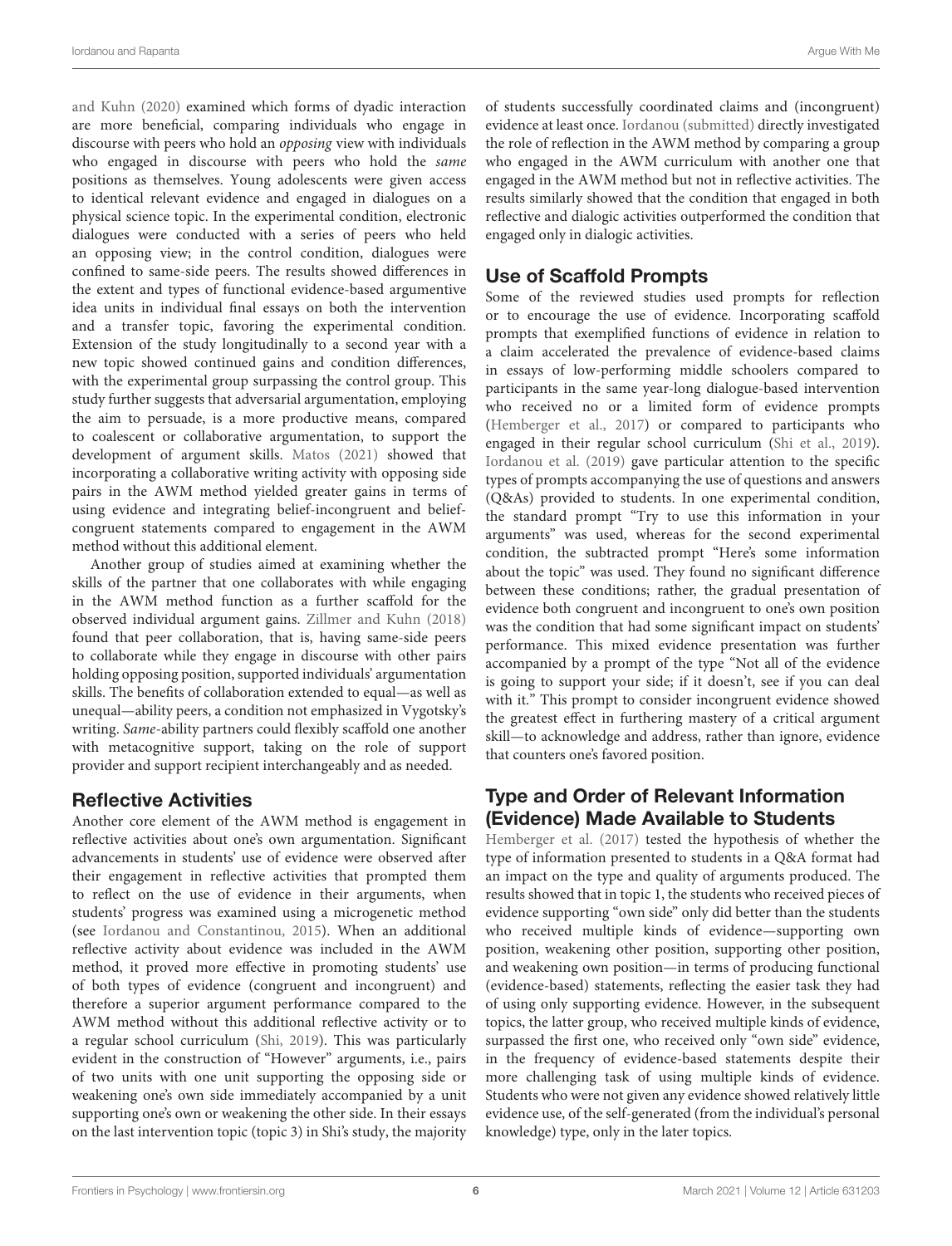and Kuhn (2020) examined which forms of dyadic interaction are more beneficial, comparing individuals who engage in discourse with peers who hold an *opposing* view with individuals who engaged in discourse with peers who hold the *same* positions as themselves. Young adolescents were given access to identical relevant evidence and engaged in dialogues on a physical science topic. In the experimental condition, electronic dialogues were conducted with a series of peers who held an opposing view; in the control condition, dialogues were confined to same-side peers. The results showed differences in the extent and types of functional evidence-based argumentive idea units in individual final essays on both the intervention and a transfer topic, favoring the experimental condition. Extension of the study longitudinally to a second year with a new topic showed continued gains and condition differences, with the experimental group surpassing the control group. This study further suggests that adversarial argumentation, employing the aim to persuade, is a more productive means, compared to coalescent or collaborative argumentation, to support the development of argument skills. Matos (2021) showed that incorporating a collaborative writing activity with opposing side pairs in the AWM method yielded greater gains in terms of using evidence and integrating belief-incongruent and belief-congruent statements compared to engagement in the AWM method without this additional element.

Another group of studies aimed at examining whether the skills of the partner that one collaborates with while engaging in the AWM method function as a further scaffold for the observed individual argument gains. Zillmer and Kuhn (2018) found that peer collaboration, that is, having same-side peers to collaborate while they engage in discourse with other pairs holding opposing position, supported individuals' argumentation skills. The benefits of collaboration extended to equal—as well as unequal—ability peers, a condition not emphasized in Vygotsky's writing. *Same*-ability partners could flexibly scaffold one another with metacognitive support, taking on the role of support provider and support recipient interchangeably and as needed.

## Reflective Activities

Another core element of the AWM method is engagement in reflective activities about one's own argumentation. Significant advancements in students' use of evidence were observed after their engagement in reflective activities that prompted them to reflect on the use of evidence in their arguments, when students' progress was examined using a microgenetic method (see Iordanou and Constantinou, 2015). When an additional reflective activity about evidence was included in the AWM method, it proved more effective in promoting students' use of both types of evidence (congruent and incongruent) and therefore a superior argument performance compared to the AWM method without this additional reflective activity or to a regular school curriculum (Shi, 2019). This was particularly evident in the construction of "However" arguments, i.e., pairs of two units with one unit supporting the opposing side or weakening one's own side immediately accompanied by a unit supporting one's own or weakening the other side. In their essays on the last intervention topic (topic 3) in Shi's study, the majority of students successfully coordinated claims and (incongruent) evidence at least once. Iordanou (submitted) directly investigated the role of reflection in the AWM method by comparing a group who engaged in the AWM curriculum with another one that engaged in the AWM method but not in reflective activities. The results similarly showed that the condition that engaged in both reflective and dialogic activities outperformed the condition that engaged only in dialogic activities.

## Use of Scaffold Prompts

Some of the reviewed studies used prompts for reflection or to encourage the use of evidence. Incorporating scaffold prompts that exemplified functions of evidence in relation to a claim accelerated the prevalence of evidence-based claims in essays of low-performing middle schoolers compared to participants in the same year-long dialogue-based intervention who received no or a limited form of evidence prompts (Hemberger et al., 2017) or compared to participants who engaged in their regular school curriculum (Shi et al., 2019). Iordanou et al. (2019) gave particular attention to the specific types of prompts accompanying the use of questions and answers (Q&As) provided to students. In one experimental condition, the standard prompt "Try to use this information in your arguments" was used, whereas for the second experimental condition, the subtracted prompt "Here's some information about the topic" was used. They found no significant difference between these conditions; rather, the gradual presentation of evidence both congruent and incongruent to one's own position was the condition that had some significant impact on students' performance. This mixed evidence presentation was further accompanied by a prompt of the type "Not all of the evidence is going to support your side; if it doesn't, see if you can deal with it." This prompt to consider incongruent evidence showed the greatest effect in furthering mastery of a critical argument skill—to acknowledge and address, rather than ignore, evidence that counters one's favored position.

## Type and Order of Relevant Information (Evidence) Made Available to Students

Hemberger et al. (2017) tested the hypothesis of whether the type of information presented to students in a Q&A format had an impact on the type and quality of arguments produced. The results showed that in topic 1, the students who received pieces of evidence supporting "own side" only did better than the students who received multiple kinds of evidence—supporting own position, weakening other position, supporting other position, and weakening own position—in terms of producing functional (evidence-based) statements, reflecting the easier task they had of using only supporting evidence. However, in the subsequent topics, the latter group, who received multiple kinds of evidence, surpassed the first one, who received only "own side" evidence, in the frequency of evidence-based statements despite their more challenging task of using multiple kinds of evidence. Students who were not given any evidence showed relatively little evidence use, of the self-generated (from the individual's personal knowledge) type, only in the later topics.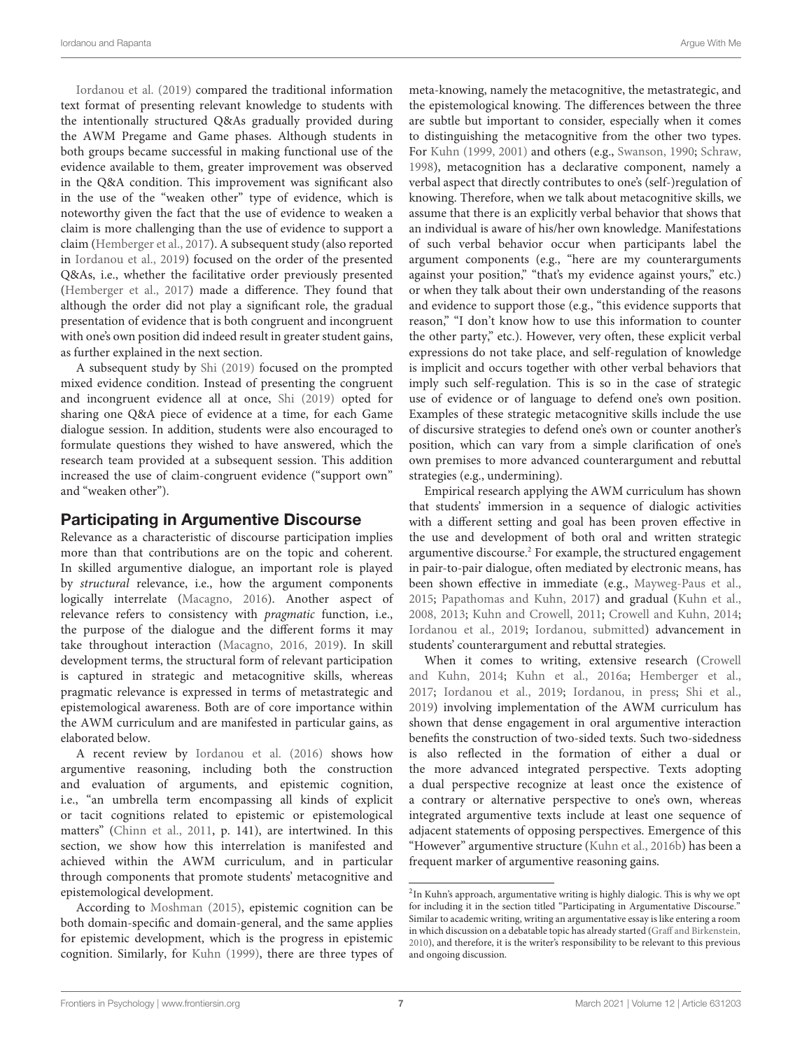Iordanou et al. (2019) compared the traditional information text format of presenting relevant knowledge to students with the intentionally structured Q&As gradually provided during the AWM Pregame and Game phases. Although students in both groups became successful in making functional use of the evidence available to them, greater improvement was observed in the Q&A condition. This improvement was significant also in the use of the "weaken other" type of evidence, which is noteworthy given the fact that the use of evidence to weaken a claim is more challenging than the use of evidence to support a claim (Hemberger et al., 2017). A subsequent study (also reported in Iordanou et al., 2019) focused on the order of the presented Q&As, i.e., whether the facilitative order previously presented (Hemberger et al., 2017) made a difference. They found that although the order did not play a significant role, the gradual presentation of evidence that is both congruent and incongruent with one's own position did indeed result in greater student gains, as further explained in the next section.

A subsequent study by Shi (2019) focused on the prompted mixed evidence condition. Instead of presenting the congruent and incongruent evidence all at once, Shi (2019) opted for sharing one Q&A piece of evidence at a time, for each Game dialogue session. In addition, students were also encouraged to formulate questions they wished to have answered, which the research team provided at a subsequent session. This addition increased the use of claim-congruent evidence ("support own" and "weaken other").

## Participating in Argumentive Discourse

Relevance as a characteristic of discourse participation implies more than that contributions are on the topic and coherent. In skilled argumentive dialogue, an important role is played by *structural* relevance, i.e., how the argument components logically interrelate (Macagno, 2016). Another aspect of relevance refers to consistency with *pragmatic* function, i.e., the purpose of the dialogue and the different forms it may take throughout interaction (Macagno, 2016, 2019). In skill development terms, the structural form of relevant participation is captured in strategic and metacognitive skills, whereas pragmatic relevance is expressed in terms of metastrategic and epistemological awareness. Both are of core importance within the AWM curriculum and are manifested in particular gains, as elaborated below.

A recent review by Iordanou et al. (2016) shows how argumentive reasoning, including both the construction and evaluation of arguments, and epistemic cognition, i.e., "an umbrella term encompassing all kinds of explicit or tacit cognitions related to epistemic or epistemological matters" (Chinn et al., 2011, p. 141), are intertwined. In this section, we show how this interrelation is manifested and achieved within the AWM curriculum, and in particular through components that promote students' metacognitive and epistemological development.

According to Moshman (2015), epistemic cognition can be both domain-specific and domain-general, and the same applies for epistemic development, which is the progress in epistemic cognition. Similarly, for Kuhn (1999), there are three types of meta-knowing, namely the metacognitive, the metastrategic, and the epistemological knowing. The differences between the three are subtle but important to consider, especially when it comes to distinguishing the metacognitive from the other two types. For Kuhn (1999, 2001) and others (e.g., Swanson, 1990; Schraw, 1998), metacognition has a declarative component, namely a verbal aspect that directly contributes to one's (self-)regulation of knowing. Therefore, when we talk about metacognitive skills, we assume that there is an explicitly verbal behavior that shows that an individual is aware of his/her own knowledge. Manifestations of such verbal behavior occur when participants label the argument components (e.g., "here are my counterarguments against your position," "that's my evidence against yours," etc.) or when they talk about their own understanding of the reasons and evidence to support those (e.g., "this evidence supports that reason," "I don't know how to use this information to counter the other party," etc.). However, very often, these explicit verbal expressions do not take place, and self-regulation of knowledge is implicit and occurs together with other verbal behaviors that imply such self-regulation. This is so in the case of strategic use of evidence or of language to defend one's own position. Examples of these strategic metacognitive skills include the use of discursive strategies to defend one's own or counter another's position, which can vary from a simple clarification of one's own premises to more advanced counterargument and rebuttal strategies (e.g., undermining).

Empirical research applying the AWM curriculum has shown that students' immersion in a sequence of dialogic activities with a different setting and goal has been proven effective in the use and development of both oral and written strategic argumentive discourse.[2] For example, the structured engagement in pair-to-pair dialogue, often mediated by electronic means, has been shown effective in immediate (e.g., Mayweg-Paus et al., 2015; Papathomas and Kuhn, 2017) and gradual (Kuhn et al., 2008, 2013; Kuhn and Crowell, 2011; Crowell and Kuhn, 2014; Iordanou et al., 2019; Iordanou, submitted) advancement in students' counterargument and rebuttal strategies.

When it comes to writing, extensive research (Crowell and Kuhn, 2014; Kuhn et al., 2016a; Hemberger et al., 2017; Iordanou et al., 2019; Iordanou, in press; Shi et al., 2019) involving implementation of the AWM curriculum has shown that dense engagement in oral argumentive interaction benefits the construction of two-sided texts. Such two-sidedness is also reflected in the formation of either a dual or the more advanced integrated perspective. Texts adopting a dual perspective recognize at least once the existence of a contrary or alternative perspective to one's own, whereas integrated argumentive texts include at least one sequence of adjacent statements of opposing perspectives. Emergence of this "However" argumentive structure (Kuhn et al., 2016b) has been a frequent marker of argumentive reasoning gains.

[2] In Kuhn's approach, argumentative writing is highly dialogic. This is why we opt for including it in the section titled "Participating in Argumentative Discourse." Similar to academic writing, writing an argumentative essay is like entering a room in which discussion on a debatable topic has already started (Graff and Birkenstein, 2010), and therefore, it is the writer's responsibility to be relevant to this previous and ongoing discussion.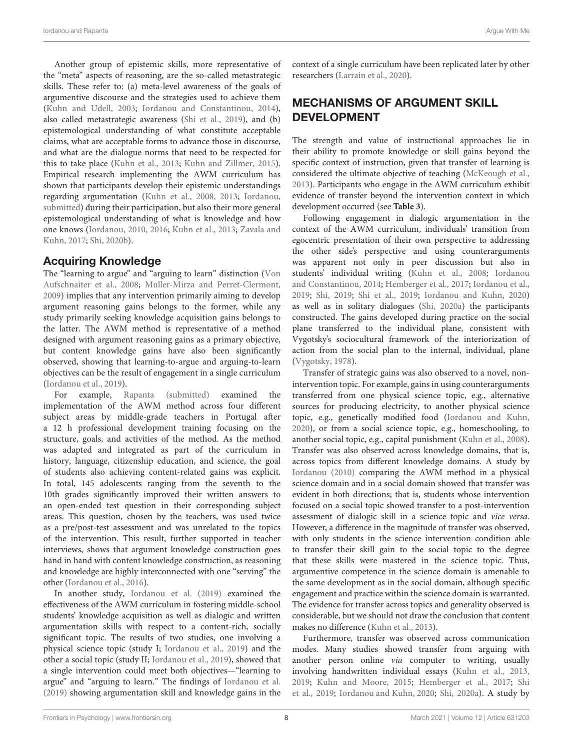Another group of epistemic skills, more representative of the "meta" aspects of reasoning, are the so-called metastrategic skills. These refer to: (a) meta-level awareness of the goals of argumentive discourse and the strategies used to achieve them (Kuhn and Udell, 2003; Iordanou and Constantinou, 2014), also called metastrategic awareness (Shi et al., 2019), and (b) epistemological understanding of what constitute acceptable claims, what are acceptable forms to advance those in discourse, and what are the dialogue norms that need to be respected for this to take place (Kuhn et al., 2013; Kuhn and Zillmer, 2015). Empirical research implementing the AWM curriculum has shown that participants develop their epistemic understandings regarding argumentation (Kuhn et al., 2008, 2013; Iordanou, submitted) during their participation, but also their more general epistemological understanding of what is knowledge and how one knows (Iordanou, 2010, 2016; Kuhn et al., 2013; Zavala and Kuhn, 2017; Shi, 2020b).

## Acquiring Knowledge

The "learning to argue" and "arguing to learn" distinction (Von Aufschnaiter et al., 2008; Muller-Mirza and Perret-Clermont, 2009) implies that any intervention primarily aiming to develop argument reasoning gains belongs to the former, while any study primarily seeking knowledge acquisition gains belongs to the latter. The AWM method is representative of a method designed with argument reasoning gains as a primary objective, but content knowledge gains have also been significantly observed, showing that learning-to-argue and arguing-to-learn objectives can be the result of engagement in a single curriculum (Iordanou et al., 2019).

For example, Rapanta (submitted) examined the implementation of the AWM method across four different subject areas by middle-grade teachers in Portugal after a 12 h professional development training focusing on the structure, goals, and activities of the method. As the method was adapted and integrated as part of the curriculum in history, language, citizenship education, and science, the goal of students also achieving content-related gains was explicit. In total, 145 adolescents ranging from the seventh to the 10th grades significantly improved their written answers to an open-ended test question in their corresponding subject areas. This question, chosen by the teachers, was used twice as a pre/post-test assessment and was unrelated to the topics of the intervention. This result, further supported in teacher interviews, shows that argument knowledge construction goes hand in hand with content knowledge construction, as reasoning and knowledge are highly interconnected with one "serving" the other (Iordanou et al., 2016).

In another study, Iordanou et al. (2019) examined the effectiveness of the AWM curriculum in fostering middle-school students' knowledge acquisition as well as dialogic and written argumentation skills with respect to a content-rich, socially significant topic. The results of two studies, one involving a physical science topic (study I; Iordanou et al., 2019) and the other a social topic (study II; Iordanou et al., 2019), showed that a single intervention could meet both objectives—"learning to argue" and "arguing to learn." The findings of Iordanou et al. (2019) showing argumentation skill and knowledge gains in the context of a single curriculum have been replicated later by other researchers (Larrain et al., 2020).

## MECHANISMS OF ARGUMENT SKILL DEVELOPMENT

The strength and value of instructional approaches lie in their ability to promote knowledge or skill gains beyond the specific context of instruction, given that transfer of learning is considered the ultimate objective of teaching (McKeough et al., 2013). Participants who engage in the AWM curriculum exhibit evidence of transfer beyond the intervention context in which development occurred (see **Table 3**).

Following engagement in dialogic argumentation in the context of the AWM curriculum, individuals' transition from egocentric presentation of their own perspective to addressing the other side's perspective and using counterarguments was apparent not only in peer discussion but also in students' individual writing (Kuhn et al., 2008; Iordanou and Constantinou, 2014; Hemberger et al., 2017; Iordanou et al., 2019; Shi, 2019; Shi et al., 2019; Iordanou and Kuhn, 2020) as well as in solitary dialogues (Shi, 2020a) the participants constructed. The gains developed during practice on the social plane transferred to the individual plane, consistent with Vygotsky's sociocultural framework of the interiorization of action from the social plan to the internal, individual, plane (Vygotsky, 1978).

Transfer of strategic gains was also observed to a novel, non-intervention topic. For example, gains in using counterarguments transferred from one physical science topic, e.g., alternative sources for producing electricity, to another physical science topic, e.g., genetically modified food (Iordanou and Kuhn, 2020), or from a social science topic, e.g., homeschooling, to another social topic, e.g., capital punishment (Kuhn et al., 2008). Transfer was also observed across knowledge domains, that is, across topics from different knowledge domains. A study by Iordanou (2010) comparing the AWM method in a physical science domain and in a social domain showed that transfer was evident in both directions; that is, students whose intervention focused on a social topic showed transfer to a post-intervention assessment of dialogic skill in a science topic and *vice versa*. However, a difference in the magnitude of transfer was observed, with only students in the science intervention condition able to transfer their skill gain to the social topic to the degree that these skills were mastered in the science topic. Thus, argumentive competence in the science domain is amenable to the same development as in the social domain, although specific engagement and practice within the science domain is warranted. The evidence for transfer across topics and generality observed is considerable, but we should not draw the conclusion that content makes no difference (Kuhn et al., 2013).

Furthermore, transfer was observed across communication modes. Many studies showed transfer from arguing with another person online *via* computer to writing, usually involving handwritten individual essays (Kuhn et al., 2013, 2019; Kuhn and Moore, 2015; Hemberger et al., 2017; Shi et al., 2019; Iordanou and Kuhn, 2020; Shi, 2020a). A study by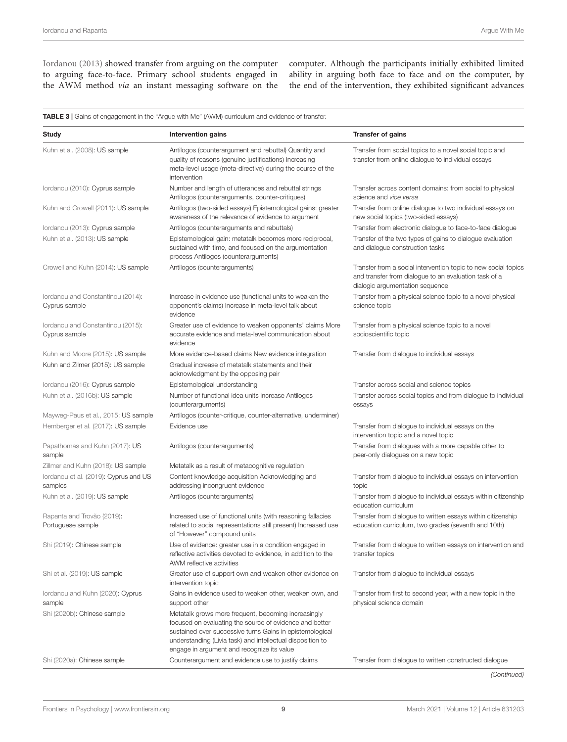Iordanou (2013) showed transfer from arguing on the computer to arguing face-to-face. Primary school students engaged in the AWM method *via* an instant messaging software on the computer. Although the participants initially exhibited limited ability in arguing both face to face and on the computer, by the end of the intervention, they exhibited significant advances

**TABLE 3 |** Gains of engagement in the "Argue with Me" (AWM) curriculum and evidence of transfer.

| Study | Intervention gains | Transfer of gains |
|---|---|---|
| Kuhn et al. (2008): US sample | Antilogos (counterargument and rebuttal) Quantity and quality of reasons (genuine justifications) Increasing meta-level usage (meta-directive) during the course of the intervention | Transfer from social topics to a novel social topic and transfer from online dialogue to individual essays |
| Iordanou (2010): Cyprus sample | Number and length of utterances and rebuttal strings Antilogos (counterarguments, counter-critiques) | Transfer across content domains: from social to physical science and *vice versa* |
| Kuhn and Crowell (2011): US sample | Antilogos (two-sided essays) Epistemological gains: greater awareness of the relevance of evidence to argument | Transfer from online dialogue to two individual essays on new social topics (two-sided essays) |
| Iordanou (2013): Cyprus sample | Antilogos (counterarguments and rebuttals) | Transfer from electronic dialogue to face-to-face dialogue |
| Kuhn et al. (2013): US sample | Epistemological gain: metatalk becomes more reciprocal, sustained with time, and focused on the argumentation process Antilogos (counterarguments) | Transfer of the two types of gains to dialogue evaluation and dialogue construction tasks |
| Crowell and Kuhn (2014): US sample | Antilogos (counterarguments) | Transfer from a social intervention topic to new social topics and transfer from dialogue to an evaluation task of a dialogic argumentation sequence |
| Iordanou and Constantinou (2014): Cyprus sample | Increase in evidence use (functional units to weaken the opponent's claims) Increase in meta-level talk about evidence | Transfer from a physical science topic to a novel physical science topic |
| Iordanou and Constantinou (2015): Cyprus sample | Greater use of evidence to weaken opponents' claims More accurate evidence and meta-level communication about evidence | Transfer from a physical science topic to a novel socioscientific topic |
| Kuhn and Moore (2015): US sample | More evidence-based claims New evidence integration | Transfer from dialogue to individual essays |
| Kuhn and Zilmer (2015): US sample | Gradual increase of metatalk statements and their acknowledgment by the opposing pair | |
| Iordanou (2016): Cyprus sample | Epistemological understanding | Transfer across social and science topics |
| Kuhn et al. (2016b): US sample | Number of functional idea units increase Antilogos (counterarguments) | Transfer across social topics and from dialogue to individual essays |
| Mayweg-Paus et al., 2015: US sample | Antilogos (counter-critique, counter-alternative, underminer) | |
| Hemberger et al. (2017): US sample | Evidence use | Transfer from dialogue to individual essays on the intervention topic and a novel topic |
| Papathomas and Kuhn (2017): US sample | Antilogos (counterarguments) | Transfer from dialogues with a more capable other to peer-only dialogues on a new topic |
| Zillmer and Kuhn (2018): US sample | Metatalk as a result of metacognitive regulation | |
| Iordanou et al. (2019): Cyprus and US samples | Content knowledge acquisition Acknowledging and addressing incongruent evidence | Transfer from dialogue to individual essays on intervention topic |
| Kuhn et al. (2019): US sample | Antilogos (counterarguments) | Transfer from dialogue to individual essays within citizenship education curriculum |
| Rapanta and Trovão (2019): Portuguese sample | Increased use of functional units (with reasoning fallacies related to social representations still present) Increased use of "However" compound units | Transfer from dialogue to written essays within citizenship education curriculum, two grades (seventh and 10th) |
| Shi (2019): Chinese sample | Use of evidence: greater use in a condition engaged in reflective activities devoted to evidence, in addition to the AWM reflective activities | Transfer from dialogue to written essays on intervention and transfer topics |
| Shi et al. (2019): US sample | Greater use of support own and weaken other evidence on intervention topic | Transfer from dialogue to individual essays |
| Iordanou and Kuhn (2020): Cyprus sample | Gains in evidence used to weaken other, weaken own, and support other | Transfer from first to second year, with a new topic in the physical science domain |
| Shi (2020b): Chinese sample | Metatalk grows more frequent, becoming increasingly focused on evaluating the source of evidence and better sustained over successive turns Gains in epistemological understanding (Livia task) and intellectual disposition to engage in argument and recognize its value | |
| Shi (2020a): Chinese sample | Counterargument and evidence use to justify claims | Transfer from dialogue to written constructed dialogue |

*(Continued)*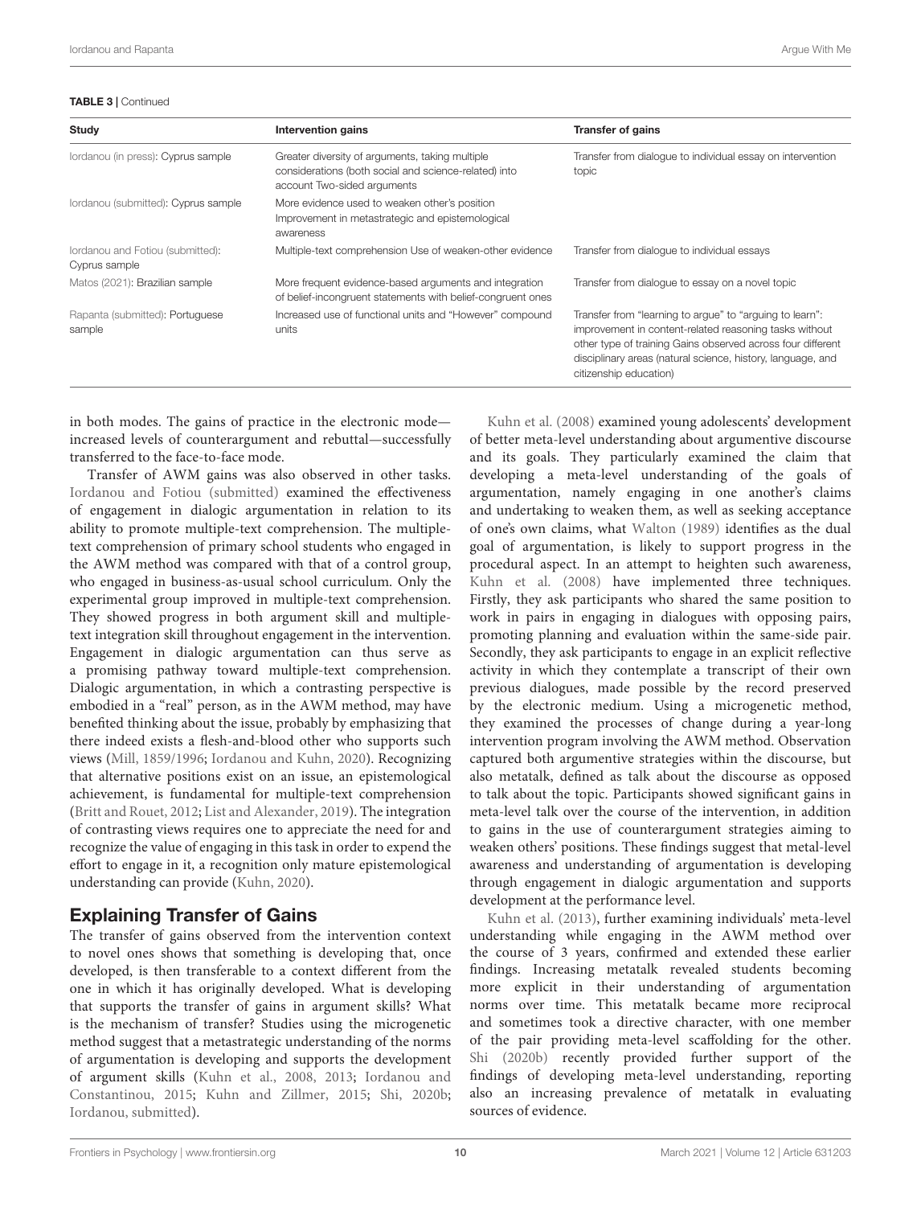**TABLE 3** | Continued

| Study | Intervention gains | Transfer of gains |
|---|---|---|
| Iordanou (in press): Cyprus sample | Greater diversity of arguments, taking multiple considerations (both social and science-related) into account Two-sided arguments | Transfer from dialogue to individual essay on intervention topic |
| Iordanou (submitted): Cyprus sample | More evidence used to weaken other's position Improvement in metastrategic and epistemological awareness | |
| Iordanou and Fotiou (submitted): Cyprus sample | Multiple-text comprehension Use of weaken-other evidence | Transfer from dialogue to individual essays |
| Matos (2021): Brazilian sample | More frequent evidence-based arguments and integration of belief-incongruent statements with belief-congruent ones | Transfer from dialogue to essay on a novel topic |
| Rapanta (submitted): Portuguese sample | Increased use of functional units and "However" compound units | Transfer from "learning to argue" to "arguing to learn": improvement in content-related reasoning tasks without other type of training Gains observed across four different disciplinary areas (natural science, history, language, and citizenship education) |

in both modes. The gains of practice in the electronic mode—increased levels of counterargument and rebuttal—successfully transferred to the face-to-face mode.

Transfer of AWM gains was also observed in other tasks. Iordanou and Fotiou (submitted) examined the effectiveness of engagement in dialogic argumentation in relation to its ability to promote multiple-text comprehension. The multiple-text comprehension of primary school students who engaged in the AWM method was compared with that of a control group, who engaged in business-as-usual school curriculum. Only the experimental group improved in multiple-text comprehension. They showed progress in both argument skill and multiple-text integration skill throughout engagement in the intervention. Engagement in dialogic argumentation can thus serve as a promising pathway toward multiple-text comprehension. Dialogic argumentation, in which a contrasting perspective is embodied in a "real" person, as in the AWM method, may have benefited thinking about the issue, probably by emphasizing that there indeed exists a flesh-and-blood other who supports such views (Mill, 1859/1996; Iordanou and Kuhn, 2020). Recognizing that alternative positions exist on an issue, an epistemological achievement, is fundamental for multiple-text comprehension (Britt and Rouet, 2012; List and Alexander, 2019). The integration of contrasting views requires one to appreciate the need for and recognize the value of engaging in this task in order to expend the effort to engage in it, a recognition only mature epistemological understanding can provide (Kuhn, 2020).

## Explaining Transfer of Gains

The transfer of gains observed from the intervention context to novel ones shows that something is developing that, once developed, is then transferable to a context different from the one in which it has originally developed. What is developing that supports the transfer of gains in argument skills? What is the mechanism of transfer? Studies using the microgenetic method suggest that a metastrategic understanding of the norms of argumentation is developing and supports the development of argument skills (Kuhn et al., 2008, 2013; Iordanou and Constantinou, 2015; Kuhn and Zillmer, 2015; Shi, 2020b; Iordanou, submitted).

Kuhn et al. (2008) examined young adolescents' development of better meta-level understanding about argumentive discourse and its goals. They particularly examined the claim that developing a meta-level understanding of the goals of argumentation, namely engaging in one another's claims and undertaking to weaken them, as well as seeking acceptance of one's own claims, what Walton (1989) identifies as the dual goal of argumentation, is likely to support progress in the procedural aspect. In an attempt to heighten such awareness, Kuhn et al. (2008) have implemented three techniques. Firstly, they ask participants who shared the same position to work in pairs in engaging in dialogues with opposing pairs, promoting planning and evaluation within the same-side pair. Secondly, they ask participants to engage in an explicit reflective activity in which they contemplate a transcript of their own previous dialogues, made possible by the record preserved by the electronic medium. Using a microgenetic method, they examined the processes of change during a year-long intervention program involving the AWM method. Observation captured both argumentive strategies within the discourse, but also metatalk, defined as talk about the discourse as opposed to talk about the topic. Participants showed significant gains in meta-level talk over the course of the intervention, in addition to gains in the use of counterargument strategies aiming to weaken others' positions. These findings suggest that metal-level awareness and understanding of argumentation is developing through engagement in dialogic argumentation and supports development at the performance level.

Kuhn et al. (2013), further examining individuals' meta-level understanding while engaging in the AWM method over the course of 3 years, confirmed and extended these earlier findings. Increasing metatalk revealed students becoming more explicit in their understanding of argumentation norms over time. This metatalk became more reciprocal and sometimes took a directive character, with one member of the pair providing meta-level scaffolding for the other. Shi (2020b) recently provided further support of the findings of developing meta-level understanding, reporting also an increasing prevalence of metatalk in evaluating sources of evidence.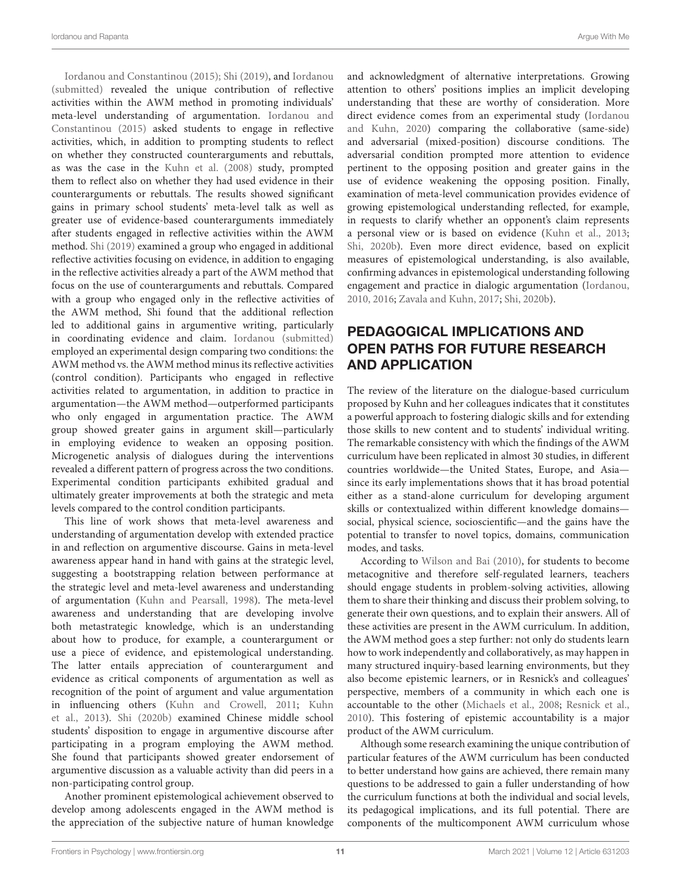Iordanou and Constantinou (2015); Shi (2019), and Iordanou (submitted) revealed the unique contribution of reflective activities within the AWM method in promoting individuals' meta-level understanding of argumentation. Iordanou and Constantinou (2015) asked students to engage in reflective activities, which, in addition to prompting students to reflect on whether they constructed counterarguments and rebuttals, as was the case in the Kuhn et al. (2008) study, prompted them to reflect also on whether they had used evidence in their counterarguments or rebuttals. The results showed significant gains in primary school students' meta-level talk as well as greater use of evidence-based counterarguments immediately after students engaged in reflective activities within the AWM method. Shi (2019) examined a group who engaged in additional reflective activities focusing on evidence, in addition to engaging in the reflective activities already a part of the AWM method that focus on the use of counterarguments and rebuttals. Compared with a group who engaged only in the reflective activities of the AWM method, Shi found that the additional reflection led to additional gains in argumentive writing, particularly in coordinating evidence and claim. Iordanou (submitted) employed an experimental design comparing two conditions: the AWM method vs. the AWM method minus its reflective activities (control condition). Participants who engaged in reflective activities related to argumentation, in addition to practice in argumentation—the AWM method—outperformed participants who only engaged in argumentation practice. The AWM group showed greater gains in argument skill—particularly in employing evidence to weaken an opposing position. Microgenetic analysis of dialogues during the interventions revealed a different pattern of progress across the two conditions. Experimental condition participants exhibited gradual and ultimately greater improvements at both the strategic and meta levels compared to the control condition participants.

This line of work shows that meta-level awareness and understanding of argumentation develop with extended practice in and reflection on argumentive discourse. Gains in meta-level awareness appear hand in hand with gains at the strategic level, suggesting a bootstrapping relation between performance at the strategic level and meta-level awareness and understanding of argumentation (Kuhn and Pearsall, 1998). The meta-level awareness and understanding that are developing involve both metastrategic knowledge, which is an understanding about how to produce, for example, a counterargument or use a piece of evidence, and epistemological understanding. The latter entails appreciation of counterargument and evidence as critical components of argumentation as well as recognition of the point of argument and value argumentation in influencing others (Kuhn and Crowell, 2011; Kuhn et al., 2013). Shi (2020b) examined Chinese middle school students' disposition to engage in argumentive discourse after participating in a program employing the AWM method. She found that participants showed greater endorsement of argumentive discussion as a valuable activity than did peers in a non-participating control group.

Another prominent epistemological achievement observed to develop among adolescents engaged in the AWM method is the appreciation of the subjective nature of human knowledge and acknowledgment of alternative interpretations. Growing attention to others' positions implies an implicit developing understanding that these are worthy of consideration. More direct evidence comes from an experimental study (Iordanou and Kuhn, 2020) comparing the collaborative (same-side) and adversarial (mixed-position) discourse conditions. The adversarial condition prompted more attention to evidence pertinent to the opposing position and greater gains in the use of evidence weakening the opposing position. Finally, examination of meta-level communication provides evidence of growing epistemological understanding reflected, for example, in requests to clarify whether an opponent's claim represents a personal view or is based on evidence (Kuhn et al., 2013; Shi, 2020b). Even more direct evidence, based on explicit measures of epistemological understanding, is also available, confirming advances in epistemological understanding following engagement and practice in dialogic argumentation (Iordanou, 2010, 2016; Zavala and Kuhn, 2017; Shi, 2020b).

## PEDAGOGICAL IMPLICATIONS AND OPEN PATHS FOR FUTURE RESEARCH AND APPLICATION

The review of the literature on the dialogue-based curriculum proposed by Kuhn and her colleagues indicates that it constitutes a powerful approach to fostering dialogic skills and for extending those skills to new content and to students' individual writing. The remarkable consistency with which the findings of the AWM curriculum have been replicated in almost 30 studies, in different countries worldwide—the United States, Europe, and Asia—since its early implementations shows that it has broad potential either as a stand-alone curriculum for developing argument skills or contextualized within different knowledge domains—social, physical science, socioscientific—and the gains have the potential to transfer to novel topics, domains, communication modes, and tasks.

According to Wilson and Bai (2010), for students to become metacognitive and therefore self-regulated learners, teachers should engage students in problem-solving activities, allowing them to share their thinking and discuss their problem solving, to generate their own questions, and to explain their answers. All of these activities are present in the AWM curriculum. In addition, the AWM method goes a step further: not only do students learn how to work independently and collaboratively, as may happen in many structured inquiry-based learning environments, but they also become epistemic learners, or in Resnick's and colleagues' perspective, members of a community in which each one is accountable to the other (Michaels et al., 2008; Resnick et al., 2010). This fostering of epistemic accountability is a major product of the AWM curriculum.

Although some research examining the unique contribution of particular features of the AWM curriculum has been conducted to better understand how gains are achieved, there remain many questions to be addressed to gain a fuller understanding of how the curriculum functions at both the individual and social levels, its pedagogical implications, and its full potential. There are components of the multicomponent AWM curriculum whose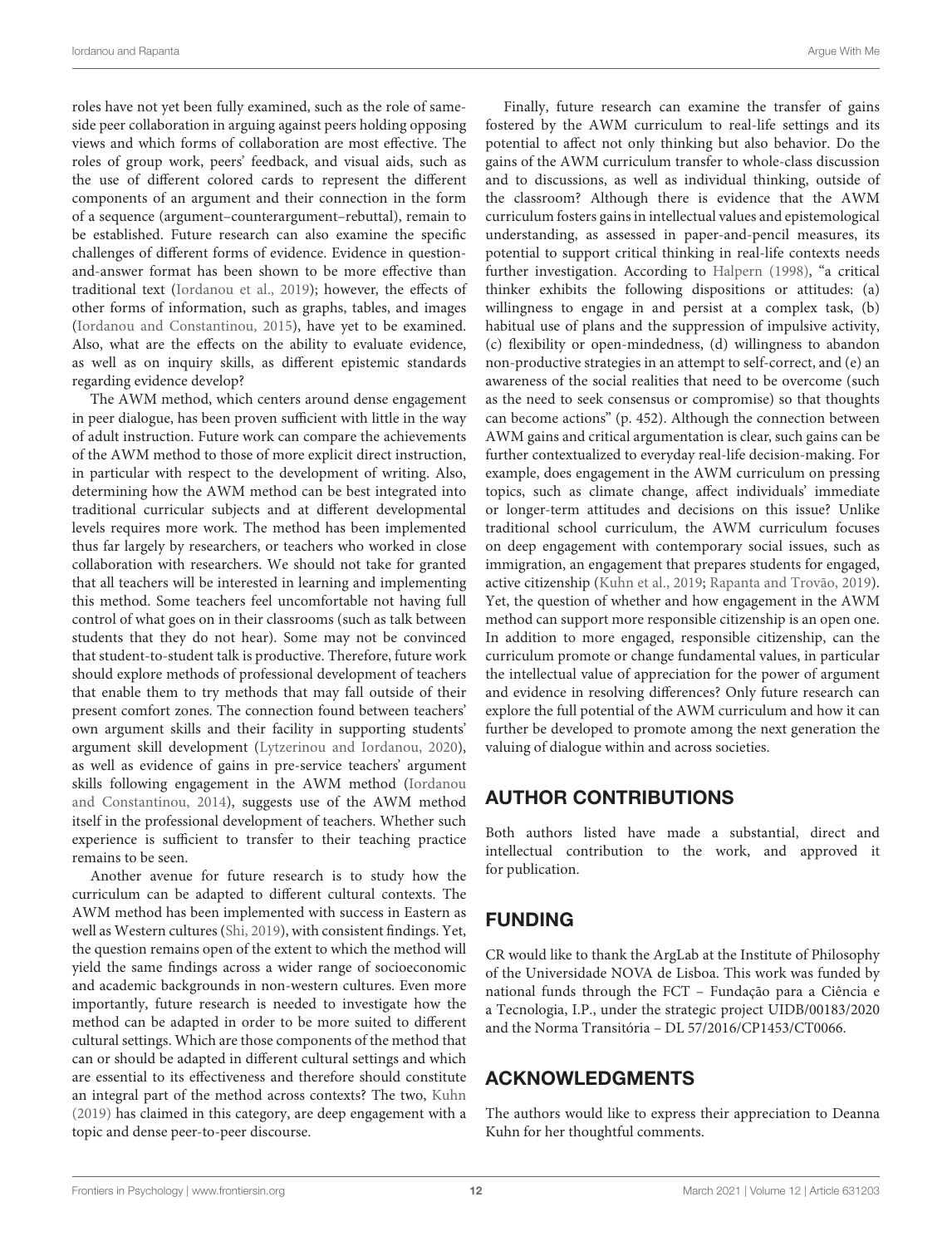roles have not yet been fully examined, such as the role of same-side peer collaboration in arguing against peers holding opposing views and which forms of collaboration are most effective. The roles of group work, peers' feedback, and visual aids, such as the use of different colored cards to represent the different components of an argument and their connection in the form of a sequence (argument–counterargument–rebuttal), remain to be established. Future research can also examine the specific challenges of different forms of evidence. Evidence in question-and-answer format has been shown to be more effective than traditional text (Iordanou et al., 2019); however, the effects of other forms of information, such as graphs, tables, and images (Iordanou and Constantinou, 2015), have yet to be examined. Also, what are the effects on the ability to evaluate evidence, as well as on inquiry skills, as different epistemic standards regarding evidence develop?

The AWM method, which centers around dense engagement in peer dialogue, has been proven sufficient with little in the way of adult instruction. Future work can compare the achievements of the AWM method to those of more explicit direct instruction, in particular with respect to the development of writing. Also, determining how the AWM method can be best integrated into traditional curricular subjects and at different developmental levels requires more work. The method has been implemented thus far largely by researchers, or teachers who worked in close collaboration with researchers. We should not take for granted that all teachers will be interested in learning and implementing this method. Some teachers feel uncomfortable not having full control of what goes on in their classrooms (such as talk between students that they do not hear). Some may not be convinced that student-to-student talk is productive. Therefore, future work should explore methods of professional development of teachers that enable them to try methods that may fall outside of their present comfort zones. The connection found between teachers' own argument skills and their facility in supporting students' argument skill development (Lytzerinou and Iordanou, 2020), as well as evidence of gains in pre-service teachers' argument skills following engagement in the AWM method (Iordanou and Constantinou, 2014), suggests use of the AWM method itself in the professional development of teachers. Whether such experience is sufficient to transfer to their teaching practice remains to be seen.

Another avenue for future research is to study how the curriculum can be adapted to different cultural contexts. The AWM method has been implemented with success in Eastern as well as Western cultures (Shi, 2019), with consistent findings. Yet, the question remains open of the extent to which the method will yield the same findings across a wider range of socioeconomic and academic backgrounds in non-western cultures. Even more importantly, future research is needed to investigate how the method can be adapted in order to be more suited to different cultural settings. Which are those components of the method that can or should be adapted in different cultural settings and which are essential to its effectiveness and therefore should constitute an integral part of the method across contexts? The two, Kuhn (2019) has claimed in this category, are deep engagement with a topic and dense peer-to-peer discourse.

Finally, future research can examine the transfer of gains fostered by the AWM curriculum to real-life settings and its potential to affect not only thinking but also behavior. Do the gains of the AWM curriculum transfer to whole-class discussion and to discussions, as well as individual thinking, outside of the classroom? Although there is evidence that the AWM curriculum fosters gains in intellectual values and epistemological understanding, as assessed in paper-and-pencil measures, its potential to support critical thinking in real-life contexts needs further investigation. According to Halpern (1998), "a critical thinker exhibits the following dispositions or attitudes: (a) willingness to engage in and persist at a complex task, (b) habitual use of plans and the suppression of impulsive activity, (c) flexibility or open-mindedness, (d) willingness to abandon non-productive strategies in an attempt to self-correct, and (e) an awareness of the social realities that need to be overcome (such as the need to seek consensus or compromise) so that thoughts can become actions" (p. 452). Although the connection between AWM gains and critical argumentation is clear, such gains can be further contextualized to everyday real-life decision-making. For example, does engagement in the AWM curriculum on pressing topics, such as climate change, affect individuals' immediate or longer-term attitudes and decisions on this issue? Unlike traditional school curriculum, the AWM curriculum focuses on deep engagement with contemporary social issues, such as immigration, an engagement that prepares students for engaged, active citizenship (Kuhn et al., 2019; Rapanta and Trovão, 2019). Yet, the question of whether and how engagement in the AWM method can support more responsible citizenship is an open one. In addition to more engaged, responsible citizenship, can the curriculum promote or change fundamental values, in particular the intellectual value of appreciation for the power of argument and evidence in resolving differences? Only future research can explore the full potential of the AWM curriculum and how it can further be developed to promote among the next generation the valuing of dialogue within and across societies.

## AUTHOR CONTRIBUTIONS

Both authors listed have made a substantial, direct and intellectual contribution to the work, and approved it for publication.

## FUNDING

CR would like to thank the ArgLab at the Institute of Philosophy of the Universidade NOVA de Lisboa. This work was funded by national funds through the FCT – Fundação para a Ciência e a Tecnologia, I.P., under the strategic project UIDB/00183/2020 and the Norma Transitória – DL 57/2016/CP1453/CT0066.

## ACKNOWLEDGMENTS

The authors would like to express their appreciation to Deanna Kuhn for her thoughtful comments.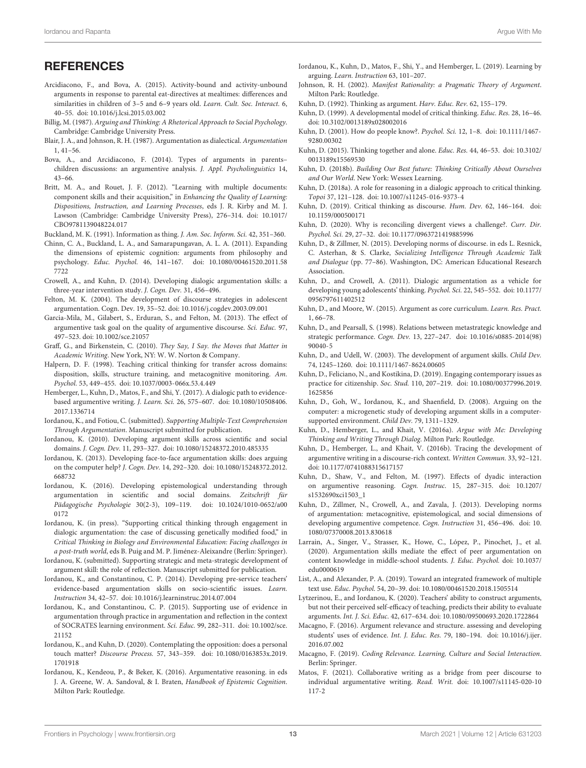## REFERENCES

Arcidiacono, F., and Bova, A. (2015). Activity-bound and activity-unbound arguments in response to parental eat-directives at mealtimes: differences and similarities in children of 3–5 and 6–9 years old. *Learn. Cult. Soc. Interact.* 6, 40–55. doi: 10.1016/j.lcsi.2015.03.002

Billig, M. (1987). *Arguing and Thinking: A Rhetorical Approach to Social Psychology*. Cambridge: Cambridge University Press.

Blair, J. A., and Johnson, R. H. (1987). Argumentation as dialectical. *Argumentation* 1, 41–56.

Bova, A., and Arcidiacono, F. (2014). Types of arguments in parents–children discussions: an argumentive analysis. *J. Appl. Psycholinguistics* 14, 43–66.

Britt, M. A., and Rouet, J. F. (2012). "Learning with multiple documents: component skills and their acquisition," in *Enhancing the Quality of Learning: Dispositions, Instruction, and Learning Processes*, eds J. R. Kirby and M. J. Lawson (Cambridge: Cambridge University Press), 276–314. doi: 10.1017/CBO9781139048224.017

Buckland, M. K. (1991). Information as thing. *J. Am. Soc. Inform. Sci.* 42, 351–360.

Chinn, C. A., Buckland, L. A., and Samarapungavan, A. L. A. (2011). Expanding the dimensions of epistemic cognition: arguments from philosophy and psychology. *Educ. Psychol.* 46, 141–167. doi: 10.1080/00461520.2011.587722

Crowell, A., and Kuhn, D. (2014). Developing dialogic argumentation skills: a three-year intervention study. *J. Cogn. Dev.* 31, 456–496.

Felton, M. K. (2004). The development of discourse strategies in adolescent argumentation. Cogn. Dev. 19, 35–52. doi: 10.1016/j.cogdev.2003.09.001

Garcia-Mila, M., Gilabert, S., Erduran, S., and Felton, M. (2013). The effect of argumentive task goal on the quality of argumentive discourse. *Sci. Educ.* 97, 497–523. doi: 10.1002/sce.21057

Graff, G., and Birkenstein, C. (2010). *They Say, I Say. the Moves that Matter in Academic Writing*. New York, NY: W. W. Norton & Company.

Halpern, D. F. (1998). Teaching critical thinking for transfer across domains: disposition, skills, structure training, and metacognitive monitoring. *Am. Psychol.* 53, 449–455. doi: 10.1037/0003-066x.53.4.449

Hemberger, L., Kuhn, D., Matos, F., and Shi, Y. (2017). A dialogic path to evidence-based argumentive writing. *J. Learn. Sci.* 26, 575–607. doi: 10.1080/10508406.2017.1336714

Iordanou, K., and Fotiou, C. (submitted). *Supporting Multiple-Text Comprehension Through Argumentation*. Manuscript submitted for publication.

Iordanou, K. (2010). Developing argument skills across scientific and social domains. *J. Cogn. Dev.* 11, 293–327. doi: 10.1080/15248372.2010.485335

Iordanou, K. (2013). Developing face-to-face argumentation skills: does arguing on the computer help? *J. Cogn. Dev.* 14, 292–320. doi: 10.1080/15248372.2012.668732

Iordanou, K. (2016). Developing epistemological understanding through argumentation in scientific and social domains. *Zeitschrift für Pädagogische Psychologie* 30(2-3), 109–119. doi: 10.1024/1010-0652/a000172

Iordanou, K. (in press). "Supporting critical thinking through engagement in dialogic argumentation: the case of discussing genetically modified food," in *Critical Thinking in Biology and Environmental Education: Facing challenges in a post-truth world*, eds B. Puig and M. P. Jiménez-Aleixandre (Berlin: Springer).

Iordanou, K. (submitted). Supporting strategic and meta-strategic development of argument skill: the role of reflection. Manuscript submitted for publication.

Iordanou, K., and Constantinou, C. P. (2014). Developing pre-service teachers' evidence-based argumentation skills on socio-scientific issues. *Learn. Instruction* 34, 42–57. doi: 10.1016/j.learninstruc.2014.07.004

Iordanou, K., and Constantinou, C. P. (2015). Supporting use of evidence in argumentation through practice in argumentation and reflection in the context of SOCRATES learning environment. *Sci. Educ.* 99, 282–311. doi: 10.1002/sce.21152

Iordanou, K., and Kuhn, D. (2020). Contemplating the opposition: does a personal touch matter? *Discourse Process.* 57, 343–359. doi: 10.1080/0163853x.2019.1701918

Iordanou, K., Kendeou, P., & Beker, K. (2016). Argumentative reasoning. in eds J. A. Greene, W. A. Sandoval, & I. Braten, *Handbook of Epistemic Cognition*. Milton Park: Routledge.

Iordanou, K., Kuhn, D., Matos, F., Shi, Y., and Hemberger, L. (2019). Learning by arguing. *Learn. Instruction* 63, 101–207.

Johnson, R. H. (2002). *Manifest Rationality: a Pragmatic Theory of Argument*. Milton Park: Routledge.

Kuhn, D. (1992). Thinking as argument. *Harv. Educ. Rev.* 62, 155–179.

Kuhn, D. (1999). A developmental model of critical thinking. *Educ. Res.* 28, 16–46. doi: 10.3102/0013189x028002016

Kuhn, D. (2001). How do people know?. *Psychol. Sci.* 12, 1–8. doi: 10.1111/1467-9280.00302

Kuhn, D. (2015). Thinking together and alone. *Educ. Res.* 44, 46–53. doi: 10.3102/0013189x15569530

Kuhn, D. (2018b). *Building Our Best future: Thinking Critically About Ourselves and Our World*. New York: Wessex Learning.

Kuhn, D. (2018a). A role for reasoning in a dialogic approach to critical thinking. *Topoi* 37, 121–128. doi: 10.1007/s11245-016-9373-4

Kuhn, D. (2019). Critical thinking as discourse. *Hum. Dev.* 62, 146–164. doi: 10.1159/000500171

Kuhn, D. (2020). Why is reconciling divergent views a challenge?. *Curr. Dir. Psychol. Sci.* 29, 27–32. doi: 10.1177/0963721419885996

Kuhn, D., & Zillmer, N. (2015). Developing norms of discourse. in eds L. Resnick, C. Asterhan, & S. Clarke, *Socializing Intelligence Through Academic Talk and Dialogue* (pp. 77–86). Washington, DC: American Educational Research Association.

Kuhn, D., and Crowell, A. (2011). Dialogic argumentation as a vehicle for developing young adolescents' thinking. *Psychol. Sci.* 22, 545–552. doi: 10.1177/0956797611402512

Kuhn, D., and Moore, W. (2015). Argument as core curriculum. *Learn. Res. Pract.* 1, 66–78.

Kuhn, D., and Pearsall, S. (1998). Relations between metastrategic knowledge and strategic performance. *Cogn. Dev.* 13, 227–247. doi: 10.1016/s0885-2014(98)90040-5

Kuhn, D., and Udell, W. (2003). The development of argument skills. *Child Dev.* 74, 1245–1260. doi: 10.1111/1467-8624.00605

Kuhn, D., Feliciano, N., and Kostikina, D. (2019). Engaging contemporary issues as practice for citizenship. *Soc. Stud.* 110, 207–219. doi: 10.1080/00377996.2019.1625856

Kuhn, D., Goh, W., Iordanou, K., and Shaenfield, D. (2008). Arguing on the computer: a microgenetic study of developing argument skills in a computer-supported environment. *Child Dev.* 79, 1311–1329.

Kuhn, D., Hemberger, L., and Khait, V. (2016a). *Argue with Me: Developing Thinking and Writing Through Dialog*. Milton Park: Routledge.

Kuhn, D., Hemberger, L., and Khait, V. (2016b). Tracing the development of argumentive writing in a discourse-rich context. *Written Commun.* 33, 92–121. doi: 10.1177/0741088315617157

Kuhn, D., Shaw, V., and Felton, M. (1997). Effects of dyadic interaction on argumentive reasoning. *Cogn. Instruc.* 15, 287–315. doi: 10.1207/s1532690xci1503_1

Kuhn, D., Zillmer, N., Crowell, A., and Zavala, J. (2013). Developing norms of argumentation: metacognitive, epistemological, and social dimensions of developing argumentive competence. *Cogn. Instruction* 31, 456–496. doi: 10.1080/07370008.2013.830618

Larrain, A., Singer, V., Strasser, K., Howe, C., López, P., Pinochet, J., et al. (2020). Argumentation skills mediate the effect of peer argumentation on content knowledge in middle-school students. *J. Educ. Psychol.* doi: 10.1037/edu0000619

List, A., and Alexander, P. A. (2019). Toward an integrated framework of multiple text use. *Educ. Psychol.* 54, 20–39. doi: 10.1080/00461520.2018.1505514

Lytzerinou, E., and Iordanou, K. (2020). Teachers' ability to construct arguments, but not their perceived self-efficacy of teaching, predicts their ability to evaluate arguments. *Int. J. Sci. Educ.* 42, 617–634. doi: 10.1080/09500693.2020.1722864

Macagno, F. (2016). Argument relevance and structure. assessing and developing students' uses of evidence. *Int. J. Educ. Res.* 79, 180–194. doi: 10.1016/j.ijer.2016.07.002

Macagno, F. (2019). *Coding Relevance. Learning, Culture and Social Interaction*. Berlin: Springer.

Matos, F. (2021). Collaborative writing as a bridge from peer discourse to individual argumentative writing. *Read. Writ.* doi: 10.1007/s11145-020-10117-2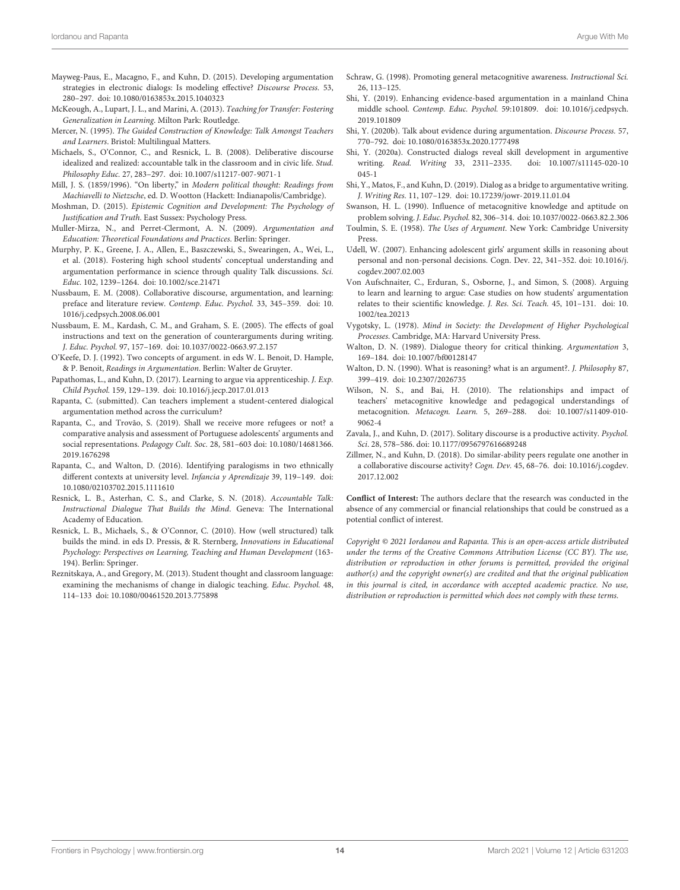Mayweg-Paus, E., Macagno, F., and Kuhn, D. (2015). Developing argumentation strategies in electronic dialogs: Is modeling effective? *Discourse Process.* 53, 280–297. doi: 10.1080/0163853x.2015.1040323

McKeough, A., Lupart, J. L., and Marini, A. (2013). *Teaching for Transfer: Fostering Generalization in Learning*. Milton Park: Routledge.

Mercer, N. (1995). *The Guided Construction of Knowledge: Talk Amongst Teachers and Learners*. Bristol: Multilingual Matters.

Michaels, S., O'Connor, C., and Resnick, L. B. (2008). Deliberative discourse idealized and realized: accountable talk in the classroom and in civic life. *Stud. Philosophy Educ.* 27, 283–297. doi: 10.1007/s11217-007-9071-1

Mill, J. S. (1859/1996). "On liberty," in *Modern political thought: Readings from Machiavelli to Nietzsche*, ed. D. Wootton (Hackett: Indianapolis/Cambridge).

Moshman, D. (2015). *Epistemic Cognition and Development: The Psychology of Justification and Truth*. East Sussex: Psychology Press.

Muller-Mirza, N., and Perret-Clermont, A. N. (2009). *Argumentation and Education: Theoretical Foundations and Practices*. Berlin: Springer.

Murphy, P. K., Greene, J. A., Allen, E., Baszczewski, S., Swearingen, A., Wei, L., et al. (2018). Fostering high school students' conceptual understanding and argumentation performance in science through quality Talk discussions. *Sci. Educ.* 102, 1239–1264. doi: 10.1002/sce.21471

Nussbaum, E. M. (2008). Collaborative discourse, argumentation, and learning: preface and literature review. *Contemp. Educ. Psychol.* 33, 345–359. doi: 10.1016/j.cedpsych.2008.06.001

Nussbaum, E. M., Kardash, C. M., and Graham, S. E. (2005). The effects of goal instructions and text on the generation of counterarguments during writing. *J. Educ. Psychol.* 97, 157–169. doi: 10.1037/0022-0663.97.2.157

O'Keefe, D. J. (1992). Two concepts of argument. in eds W. L. Benoit, D. Hample, & P. Benoit, *Readings in Argumentation*. Berlin: Walter de Gruyter.

Papathomas, L., and Kuhn, D. (2017). Learning to argue via apprenticeship. *J. Exp. Child Psychol.* 159, 129–139. doi: 10.1016/j.jecp.2017.01.013

Rapanta, C. (submitted). Can teachers implement a student-centered dialogical argumentation method across the curriculum?

Rapanta, C., and Trovão, S. (2019). Shall we receive more refugees or not? a comparative analysis and assessment of Portuguese adolescents' arguments and social representations. *Pedagogy Cult. Soc.* 28, 581–603 doi: 10.1080/14681366.2019.1676298

Rapanta, C., and Walton, D. (2016). Identifying paralogisms in two ethnically different contexts at university level. *Infancia y Aprendizaje* 39, 119–149. doi: 10.1080/02103702.2015.1111610

Resnick, L. B., Asterhan, C. S., and Clarke, S. N. (2018). *Accountable Talk: Instructional Dialogue That Builds the Mind*. Geneva: The International Academy of Education.

Resnick, L. B., Michaels, S., & O'Connor, C. (2010). How (well structured) talk builds the mind. in eds D. Pressis, & R. Sternberg, *Innovations in Educational Psychology: Perspectives on Learning, Teaching and Human Development* (163-194). Berlin: Springer.

Reznitskaya, A., and Gregory, M. (2013). Student thought and classroom language: examining the mechanisms of change in dialogic teaching. *Educ. Psychol.* 48, 114–133 doi: 10.1080/00461520.2013.775898

Schraw, G. (1998). Promoting general metacognitive awareness. *Instructional Sci.* 26, 113–125.

Shi, Y. (2019). Enhancing evidence-based argumentation in a mainland China middle school. *Contemp. Educ. Psychol.* 59:101809. doi: 10.1016/j.cedpsych.2019.101809

Shi, Y. (2020b). Talk about evidence during argumentation. *Discourse Process.* 57, 770–792. doi: 10.1080/0163853x.2020.1777498

Shi, Y. (2020a). Constructed dialogs reveal skill development in argumentive writing. *Read. Writing* 33, 2311–2335. doi: 10.1007/s11145-020-10045-1

Shi, Y., Matos, F., and Kuhn, D. (2019). Dialog as a bridge to argumentative writing. *J. Writing Res.* 11, 107–129. doi: 10.17239/jowr-2019.11.01.04

Swanson, H. L. (1990). Influence of metacognitive knowledge and aptitude on problem solving. *J. Educ. Psychol.* 82, 306–314. doi: 10.1037/0022-0663.82.2.306

Toulmin, S. E. (1958). *The Uses of Argument*. New York: Cambridge University Press.

Udell, W. (2007). Enhancing adolescent girls' argument skills in reasoning about personal and non-personal decisions. Cogn. Dev. 22, 341–352. doi: 10.1016/j.cogdev.2007.02.003

Von Aufschnaiter, C., Erduran, S., Osborne, J., and Simon, S. (2008). Arguing to learn and learning to argue: Case studies on how students' argumentation relates to their scientific knowledge. *J. Res. Sci. Teach.* 45, 101–131. doi: 10.1002/tea.20213

Vygotsky, L. (1978). *Mind in Society: the Development of Higher Psychological Processes*. Cambridge, MA: Harvard University Press.

Walton, D. N. (1989). Dialogue theory for critical thinking. *Argumentation* 3, 169–184. doi: 10.1007/bf00128147

Walton, D. N. (1990). What is reasoning? what is an argument?. *J. Philosophy* 87, 399–419. doi: 10.2307/2026735

Wilson, N. S., and Bai, H. (2010). The relationships and impact of teachers' metacognitive knowledge and pedagogical understandings of metacognition. *Metacogn. Learn.* 5, 269–288. doi: 10.1007/s11409-010-9062-4

Zavala, J., and Kuhn, D. (2017). Solitary discourse is a productive activity. *Psychol. Sci*. 28, 578–586. doi: 10.1177/0956797616689248

Zillmer, N., and Kuhn, D. (2018). Do similar-ability peers regulate one another in a collaborative discourse activity? *Cogn. Dev.* 45, 68–76. doi: 10.1016/j.cogdev.2017.12.002

**Conflict of Interest:** The authors declare that the research was conducted in the absence of any commercial or financial relationships that could be construed as a potential conflict of interest.

*Copyright © 2021 Iordanou and Rapanta. This is an open-access article distributed under the terms of the Creative Commons Attribution License (CC BY). The use, distribution or reproduction in other forums is permitted, provided the original author(s) and the copyright owner(s) are credited and that the original publication in this journal is cited, in accordance with accepted academic practice. No use, distribution or reproduction is permitted which does not comply with these terms.*